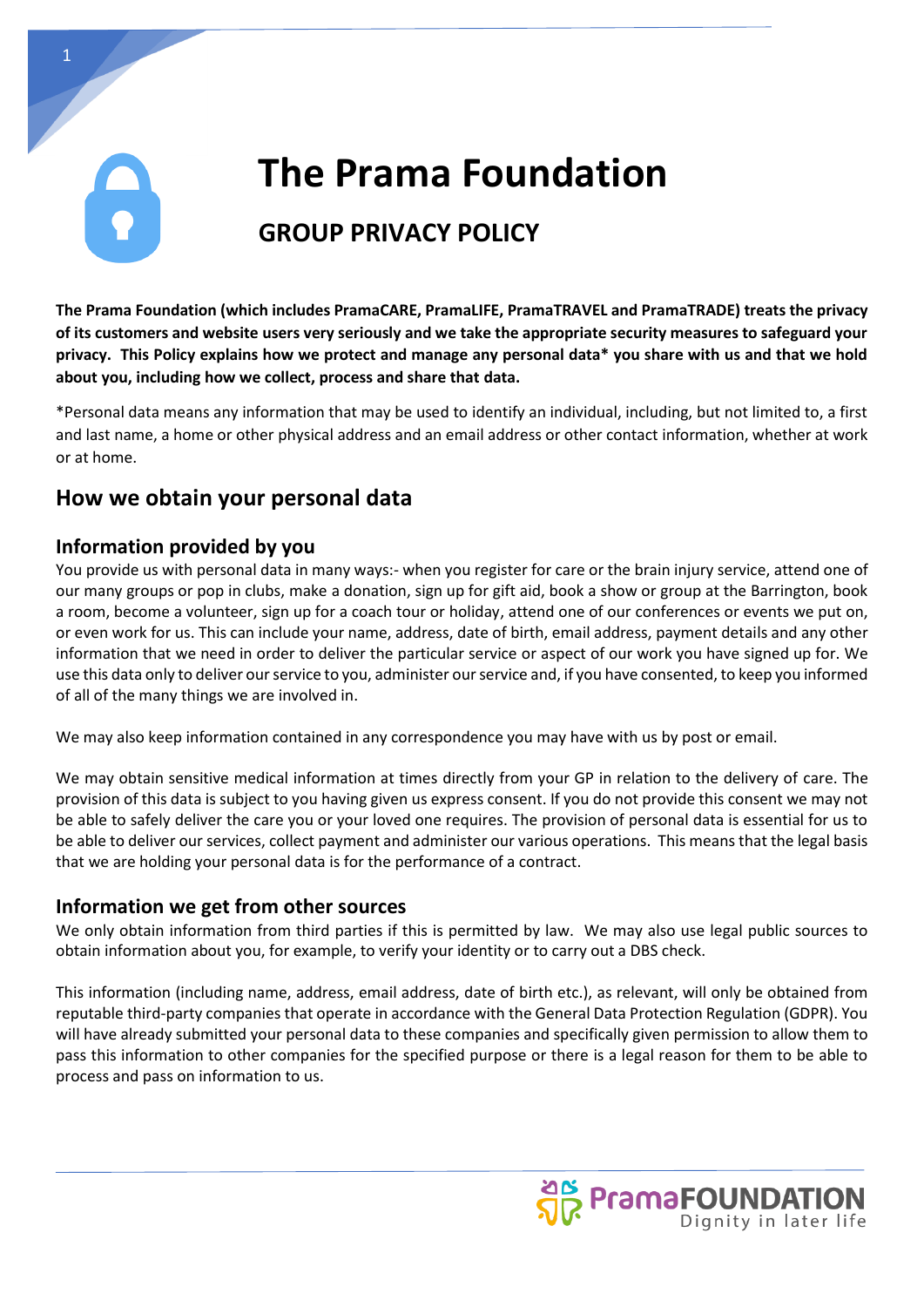# The Prama Foundation

## GROUP PRIVACY POLICY

**The Prama Foundation (which includes PramaCARE, PramaLIFE, PramaTRAVEL and PramaTRADE) treats the privacy of its customers and website users very seriously and we take the appropriate security measures to safeguard your privacy. This Policy explains how we protect and manage any personal data* you share with us and that we hold about you, including how we collect, process and share that data.**

*Personal data means any information that may be used to identify an individual, including, but not limited to, a first and last name, a home or other physical address and an email address or other contact information, whether at work or at home.

## How we obtain your personal data

### Information provided by you

You provide us with personal data in many ways:- when you register for care or the brain injury service, attend one of our many groups or pop in clubs, make a donation, sign up for gift aid, book a show or group at the Barrington, book a room, become a volunteer, sign up for a coach tour or holiday, attend one of our conferences or events we put on, or even work for us. This can include your name, address, date of birth, email address, payment details and any other information that we need in order to deliver the particular service or aspect of our work you have signed up for. We use this data only to deliver our service to you, administer our service and, if you have consented, to keep you informed of all of the many things we are involved in.

We may also keep information contained in any correspondence you may have with us by post or email.

We may obtain sensitive medical information at times directly from your GP in relation to the delivery of care. The provision of this data is subject to you having given us express consent. If you do not provide this consent we may not be able to safely deliver the care you or your loved one requires. The provision of personal data is essential for us to be able to deliver our services, collect payment and administer our various operations. This means that the legal basis that we are holding your personal data is for the performance of a contract.

### Information we get from other sources

We only obtain information from third parties if this is permitted by law. We may also use legal public sources to obtain information about you, for example, to verify your identity or to carry out a DBS check.

This information (including name, address, email address, date of birth etc.), as relevant, will only be obtained from reputable third-party companies that operate in accordance with the General Data Protection Regulation (GDPR). You will have already submitted your personal data to these companies and specifically given permission to allow them to pass this information to other companies for the specified purpose or there is a legal reason for them to be able to process and pass on information to us.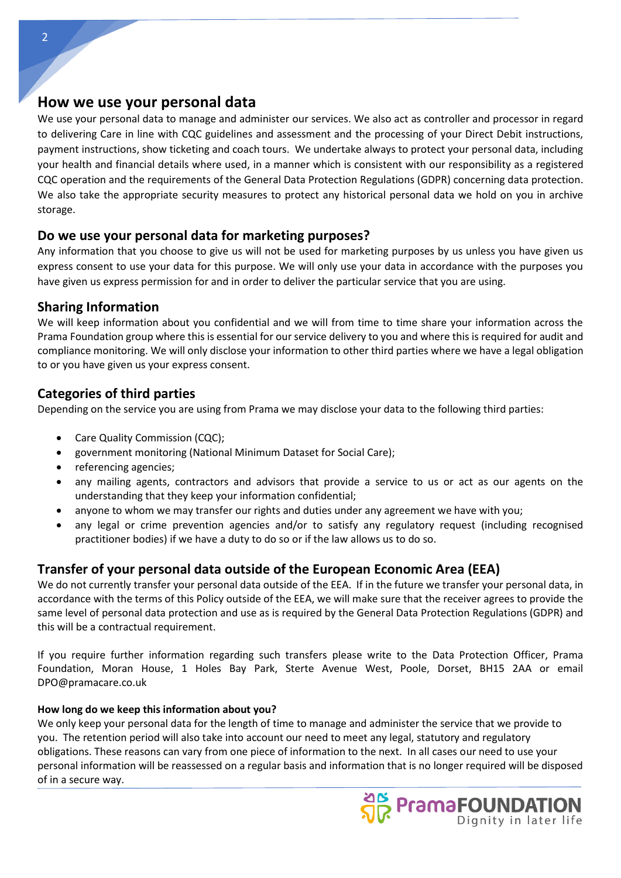## How we use your personal data

We use your personal data to manage and administer our services. We also act as controller and processor in regard to delivering Care in line with CQC guidelines and assessment and the processing of your Direct Debit instructions, payment instructions, show ticketing and coach tours. We undertake always to protect your personal data, including your health and financial details where used, in a manner which is consistent with our responsibility as a registered CQC operation and the requirements of the General Data Protection Regulations (GDPR) concerning data protection. We also take the appropriate security measures to protect any historical personal data we hold on you in archive storage.

## Do we use your personal data for marketing purposes?

Any information that you choose to give us will not be used for marketing purposes by us unless you have given us express consent to use your data for this purpose. We will only use your data in accordance with the purposes you have given us express permission for and in order to deliver the particular service that you are using.

## Sharing Information

We will keep information about you confidential and we will from time to time share your information across the Prama Foundation group where this is essential for our service delivery to you and where this is required for audit and compliance monitoring. We will only disclose your information to other third parties where we have a legal obligation to or you have given us your express consent.

## Categories of third parties

Depending on the service you are using from Prama we may disclose your data to the following third parties:

- Care Quality Commission (CQC);
- government monitoring (National Minimum Dataset for Social Care);
- referencing agencies;
- any mailing agents, contractors and advisors that provide a service to us or act as our agents on the understanding that they keep your information confidential;
- anyone to whom we may transfer our rights and duties under any agreement we have with you;
- any legal or crime prevention agencies and/or to satisfy any regulatory request (including recognised practitioner bodies) if we have a duty to do so or if the law allows us to do so.

## Transfer of your personal data outside of the European Economic Area (EEA)

We do not currently transfer your personal data outside of the EEA. If in the future we transfer your personal data, in accordance with the terms of this Policy outside of the EEA, we will make sure that the receiver agrees to provide the same level of personal data protection and use as is required by the General Data Protection Regulations (GDPR) and this will be a contractual requirement.

If you require further information regarding such transfers please write to the Data Protection Officer, Prama Foundation, Moran House, 1 Holes Bay Park, Sterte Avenue West, Poole, Dorset, BH15 2AA or email DPO@pramacare.co.uk

#### How long do we keep this information about you?

We only keep your personal data for the length of time to manage and administer the service that we provide to you. The retention period will also take into account our need to meet any legal, statutory and regulatory obligations. These reasons can vary from one piece of information to the next. In all cases our need to use your personal information will be reassessed on a regular basis and information that is no longer required will be disposed of in a secure way.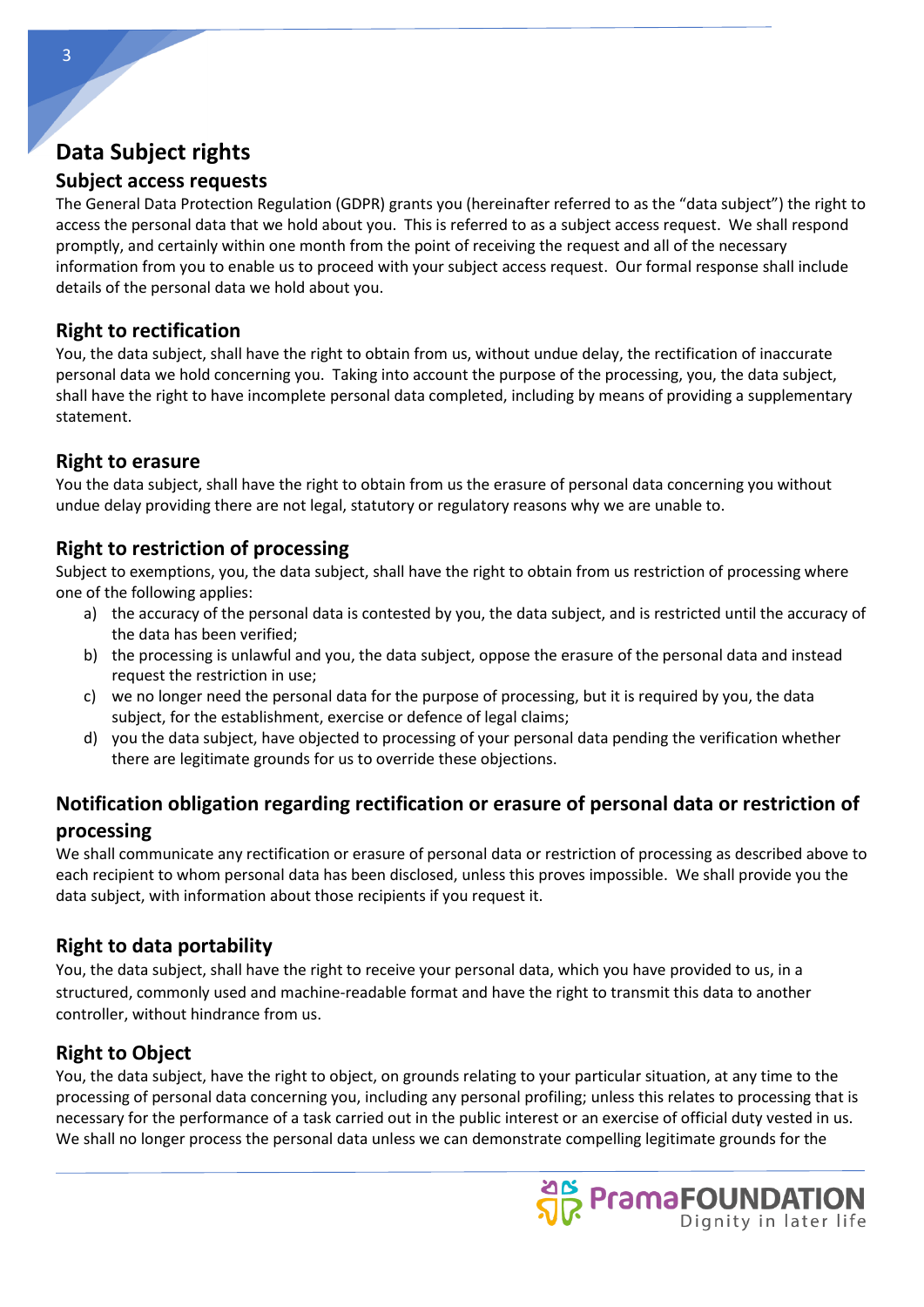# Data Subject rights

## Subject access requests

The General Data Protection Regulation (GDPR) grants you (hereinafter referred to as the "data subject") the right to access the personal data that we hold about you. This is referred to as a subject access request. We shall respond promptly, and certainly within one month from the point of receiving the request and all of the necessary information from you to enable us to proceed with your subject access request. Our formal response shall include details of the personal data we hold about you.

## Right to rectification

You, the data subject, shall have the right to obtain from us, without undue delay, the rectification of inaccurate personal data we hold concerning you. Taking into account the purpose of the processing, you, the data subject, shall have the right to have incomplete personal data completed, including by means of providing a supplementary statement.

## Right to erasure

You the data subject, shall have the right to obtain from us the erasure of personal data concerning you without undue delay providing there are not legal, statutory or regulatory reasons why we are unable to.

## Right to restriction of processing

Subject to exemptions, you, the data subject, shall have the right to obtain from us restriction of processing where one of the following applies:

a) the accuracy of the personal data is contested by you, the data subject, and is restricted until the accuracy of the data has been verified;
b) the processing is unlawful and you, the data subject, oppose the erasure of the personal data and instead request the restriction in use;
c) we no longer need the personal data for the purpose of processing, but it is required by you, the data subject, for the establishment, exercise or defence of legal claims;
d) you the data subject, have objected to processing of your personal data pending the verification whether there are legitimate grounds for us to override these objections.

## Notification obligation regarding rectification or erasure of personal data or restriction of processing

We shall communicate any rectification or erasure of personal data or restriction of processing as described above to each recipient to whom personal data has been disclosed, unless this proves impossible. We shall provide you the data subject, with information about those recipients if you request it.

## Right to data portability

You, the data subject, shall have the right to receive your personal data, which you have provided to us, in a structured, commonly used and machine-readable format and have the right to transmit this data to another controller, without hindrance from us.

## Right to Object

You, the data subject, have the right to object, on grounds relating to your particular situation, at any time to the processing of personal data concerning you, including any personal profiling; unless this relates to processing that is necessary for the performance of a task carried out in the public interest or an exercise of official duty vested in us. We shall no longer process the personal data unless we can demonstrate compelling legitimate grounds for the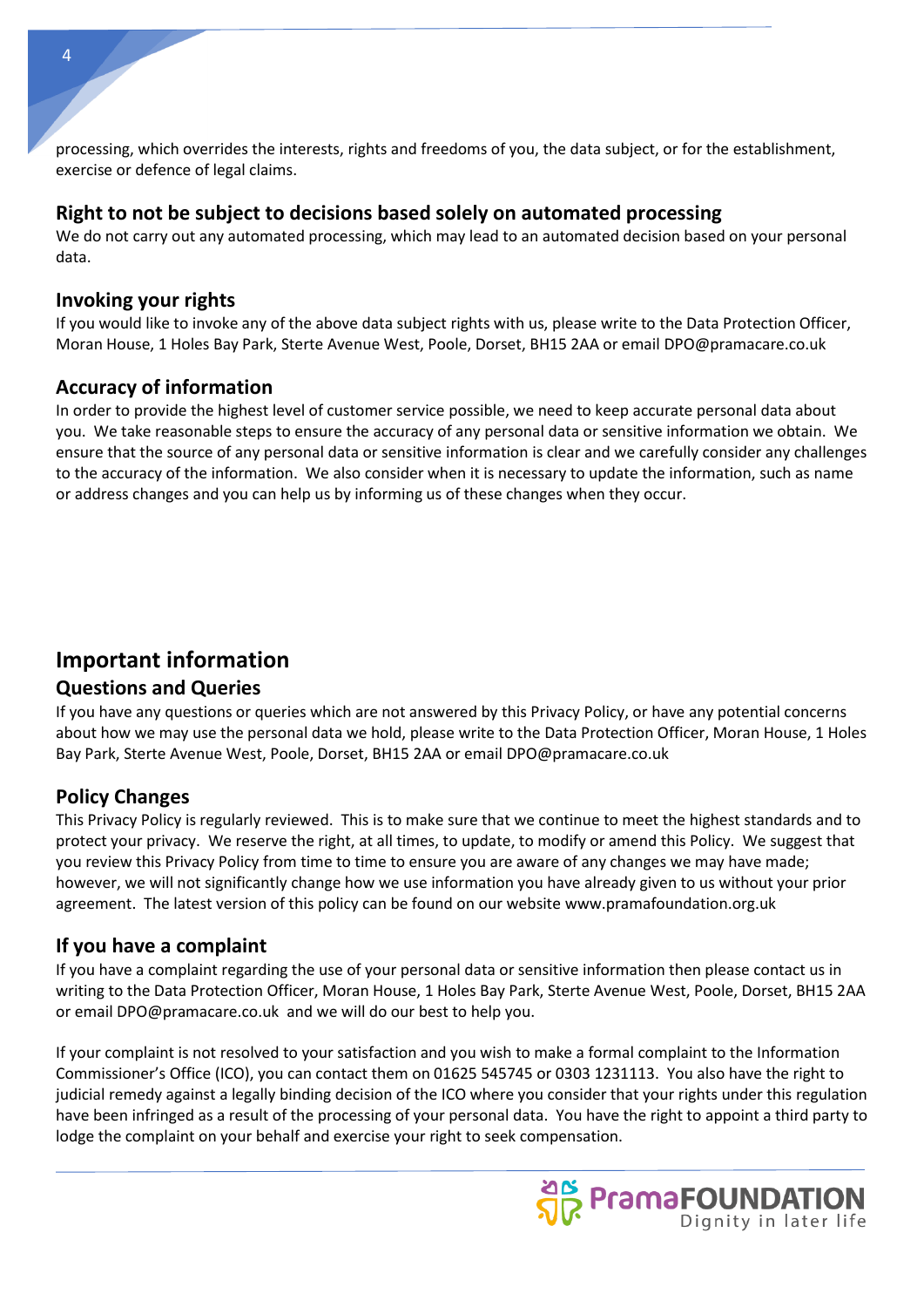processing, which overrides the interests, rights and freedoms of you, the data subject, or for the establishment, exercise or defence of legal claims.

### Right to not be subject to decisions based solely on automated processing

We do not carry out any automated processing, which may lead to an automated decision based on your personal data.

### Invoking your rights

If you would like to invoke any of the above data subject rights with us, please write to the Data Protection Officer, Moran House, 1 Holes Bay Park, Sterte Avenue West, Poole, Dorset, BH15 2AA or email DPO@pramacare.co.uk

### Accuracy of information

In order to provide the highest level of customer service possible, we need to keep accurate personal data about you. We take reasonable steps to ensure the accuracy of any personal data or sensitive information we obtain. We ensure that the source of any personal data or sensitive information is clear and we carefully consider any challenges to the accuracy of the information. We also consider when it is necessary to update the information, such as name or address changes and you can help us by informing us of these changes when they occur.

## Important information

### Questions and Queries

If you have any questions or queries which are not answered by this Privacy Policy, or have any potential concerns about how we may use the personal data we hold, please write to the Data Protection Officer, Moran House, 1 Holes Bay Park, Sterte Avenue West, Poole, Dorset, BH15 2AA or email DPO@pramacare.co.uk

### Policy Changes

This Privacy Policy is regularly reviewed. This is to make sure that we continue to meet the highest standards and to protect your privacy. We reserve the right, at all times, to update, to modify or amend this Policy. We suggest that you review this Privacy Policy from time to time to ensure you are aware of any changes we may have made; however, we will not significantly change how we use information you have already given to us without your prior agreement. The latest version of this policy can be found on our website www.pramafoundation.org.uk

### If you have a complaint

If you have a complaint regarding the use of your personal data or sensitive information then please contact us in writing to the Data Protection Officer, Moran House, 1 Holes Bay Park, Sterte Avenue West, Poole, Dorset, BH15 2AA or email DPO@pramacare.co.uk and we will do our best to help you.

If your complaint is not resolved to your satisfaction and you wish to make a formal complaint to the Information Commissioner's Office (ICO), you can contact them on 01625 545745 or 0303 1231113. You also have the right to judicial remedy against a legally binding decision of the ICO where you consider that your rights under this regulation have been infringed as a result of the processing of your personal data. You have the right to appoint a third party to lodge the complaint on your behalf and exercise your right to seek compensation.